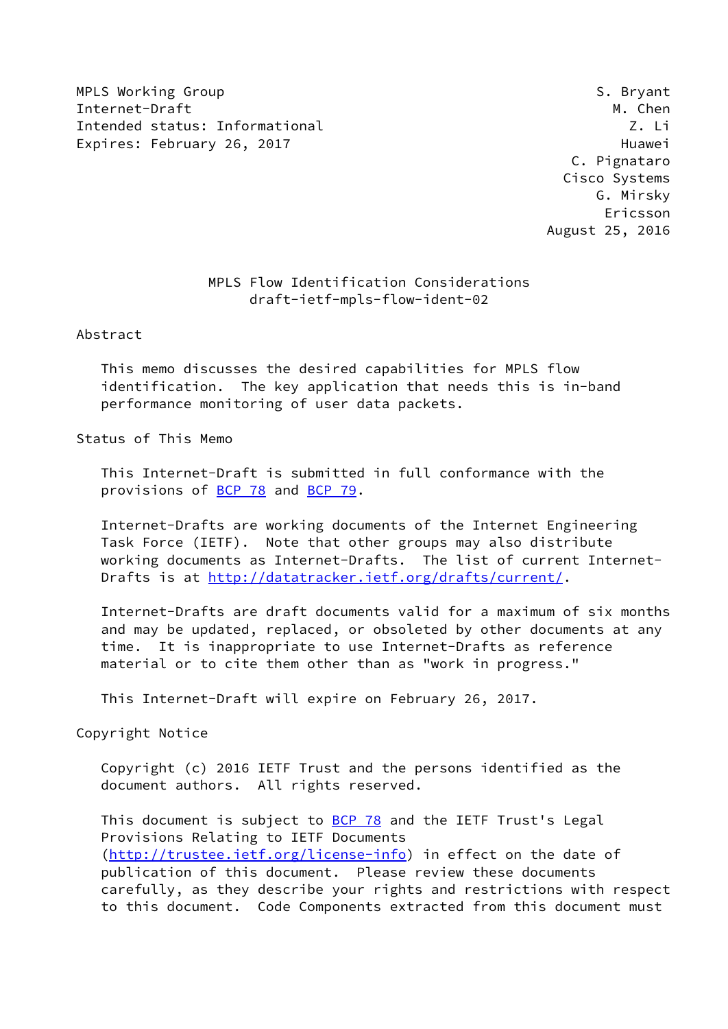MPLS Working Group S. Bryant
Internet-Draft M. Chen
Intended status: Informational Z. Li
Expires: February 26, 2017 Huawei
C. Pignataro
Cisco Systems
G. Mirsky
Ericsson
August 25, 2016

# MPLS Flow Identification Considerations
draft-ietf-mpls-flow-ident-02

## Abstract

This memo discusses the desired capabilities for MPLS flow identification. The key application that needs this is in-band performance monitoring of user data packets.

## Status of This Memo

This Internet-Draft is submitted in full conformance with the provisions of BCP 78 and BCP 79.

Internet-Drafts are working documents of the Internet Engineering Task Force (IETF). Note that other groups may also distribute working documents as Internet-Drafts. The list of current Internet-Drafts is at http://datatracker.ietf.org/drafts/current/.

Internet-Drafts are draft documents valid for a maximum of six months and may be updated, replaced, or obsoleted by other documents at any time. It is inappropriate to use Internet-Drafts as reference material or to cite them other than as "work in progress."

This Internet-Draft will expire on February 26, 2017.

## Copyright Notice

Copyright (c) 2016 IETF Trust and the persons identified as the document authors. All rights reserved.

This document is subject to BCP 78 and the IETF Trust's Legal Provisions Relating to IETF Documents (http://trustee.ietf.org/license-info) in effect on the date of publication of this document. Please review these documents carefully, as they describe your rights and restrictions with respect to this document. Code Components extracted from this document must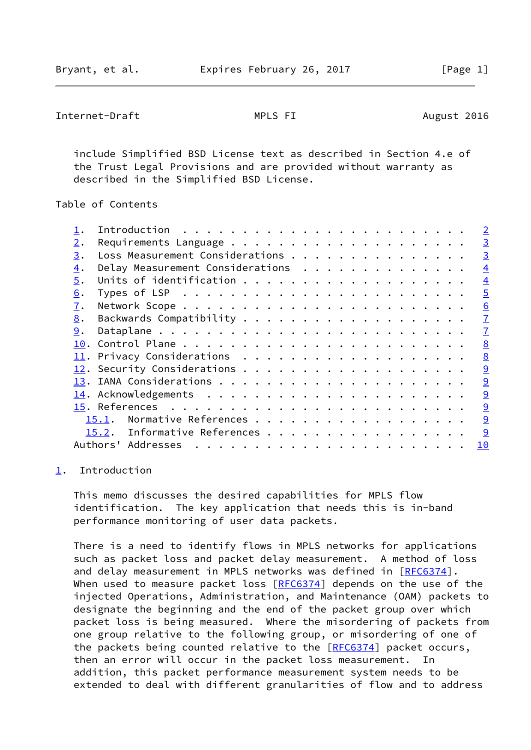include Simplified BSD License text as described in Section 4.e of the Trust Legal Provisions and are provided without warranty as described in the Simplified BSD License.

## Table of Contents

1. Introduction . . . . . . . . . . . . . . . . . . . . . . . . 2
2. Requirements Language . . . . . . . . . . . . . . . . . . . . 3
3. Loss Measurement Considerations . . . . . . . . . . . . . . . 3
4. Delay Measurement Considerations . . . . . . . . . . . . . . 4
5. Units of identification . . . . . . . . . . . . . . . . . . 4
6. Types of LSP . . . . . . . . . . . . . . . . . . . . . . . . 5
7. Network Scope . . . . . . . . . . . . . . . . . . . . . . . . 6
8. Backwards Compatibility . . . . . . . . . . . . . . . . . . . 7
9. Dataplane . . . . . . . . . . . . . . . . . . . . . . . . . . 7
10. Control Plane . . . . . . . . . . . . . . . . . . . . . . . . 8
11. Privacy Considerations . . . . . . . . . . . . . . . . . . . 8
12. Security Considerations . . . . . . . . . . . . . . . . . . . 9
13. IANA Considerations . . . . . . . . . . . . . . . . . . . . . 9
14. Acknowledgements . . . . . . . . . . . . . . . . . . . . . . 9
15. References . . . . . . . . . . . . . . . . . . . . . . . . . 9
    15.1. Normative References . . . . . . . . . . . . . . . . . . 9
    15.2. Informative References . . . . . . . . . . . . . . . . . 9

Authors' Addresses . . . . . . . . . . . . . . . . . . . . . . . 10

## 1. Introduction

This memo discusses the desired capabilities for MPLS flow identification. The key application that needs this is in-band performance monitoring of user data packets.

There is a need to identify flows in MPLS networks for applications such as packet loss and packet delay measurement. A method of loss and delay measurement in MPLS networks was defined in [RFC6374]. When used to measure packet loss [RFC6374] depends on the use of the injected Operations, Administration, and Maintenance (OAM) packets to designate the beginning and the end of the packet group over which packet loss is being measured. Where the misordering of packets from one group relative to the following group, or misordering of one of the packets being counted relative to the [RFC6374] packet occurs, then an error will occur in the packet loss measurement. In addition, this packet performance measurement system needs to be extended to deal with different granularities of flow and to address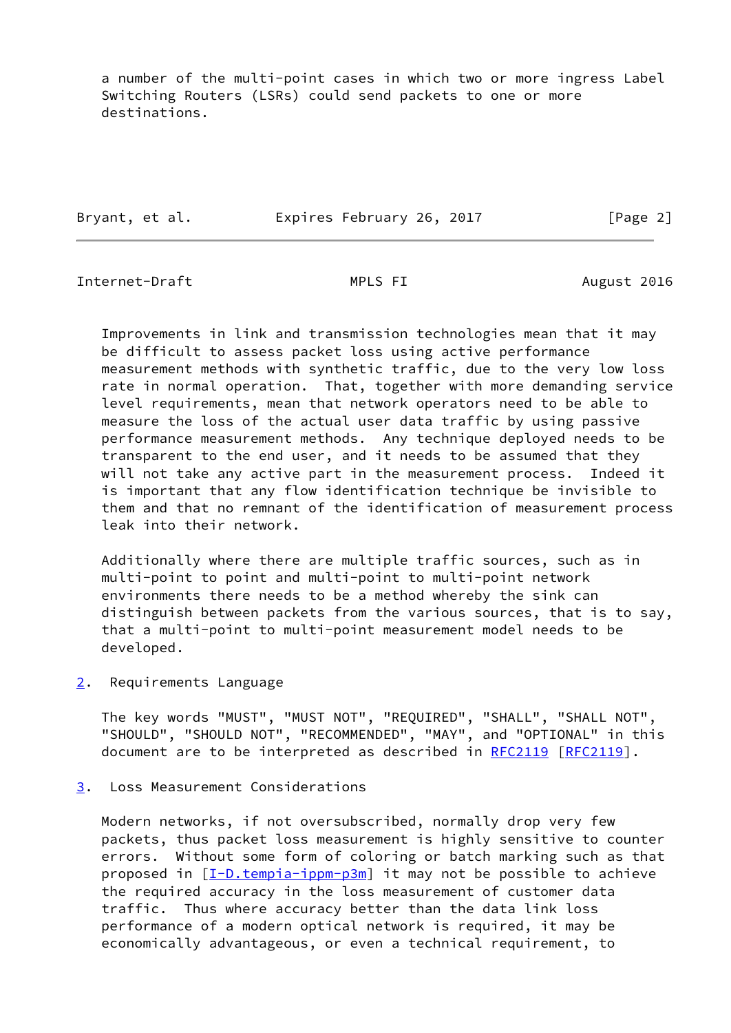a number of the multi-point cases in which two or more ingress Label Switching Routers (LSRs) could send packets to one or more destinations.

Improvements in link and transmission technologies mean that it may be difficult to assess packet loss using active performance measurement methods with synthetic traffic, due to the very low loss rate in normal operation. That, together with more demanding service level requirements, mean that network operators need to be able to measure the loss of the actual user data traffic by using passive performance measurement methods. Any technique deployed needs to be transparent to the end user, and it needs to be assumed that they will not take any active part in the measurement process. Indeed it is important that any flow identification technique be invisible to them and that no remnant of the identification of measurement process leak into their network.

Additionally where there are multiple traffic sources, such as in multi-point to point and multi-point to multi-point network environments there needs to be a method whereby the sink can distinguish between packets from the various sources, that is to say, that a multi-point to multi-point measurement model needs to be developed.

## 2. Requirements Language

The key words "MUST", "MUST NOT", "REQUIRED", "SHALL", "SHALL NOT", "SHOULD", "SHOULD NOT", "RECOMMENDED", "MAY", and "OPTIONAL" in this document are to be interpreted as described in RFC2119 [RFC2119].

## 3. Loss Measurement Considerations

Modern networks, if not oversubscribed, normally drop very few packets, thus packet loss measurement is highly sensitive to counter errors. Without some form of coloring or batch marking such as that proposed in [I-D.tempia-ippm-p3m] it may not be possible to achieve the required accuracy in the loss measurement of customer data traffic. Thus where accuracy better than the data link loss performance of a modern optical network is required, it may be economically advantageous, or even a technical requirement, to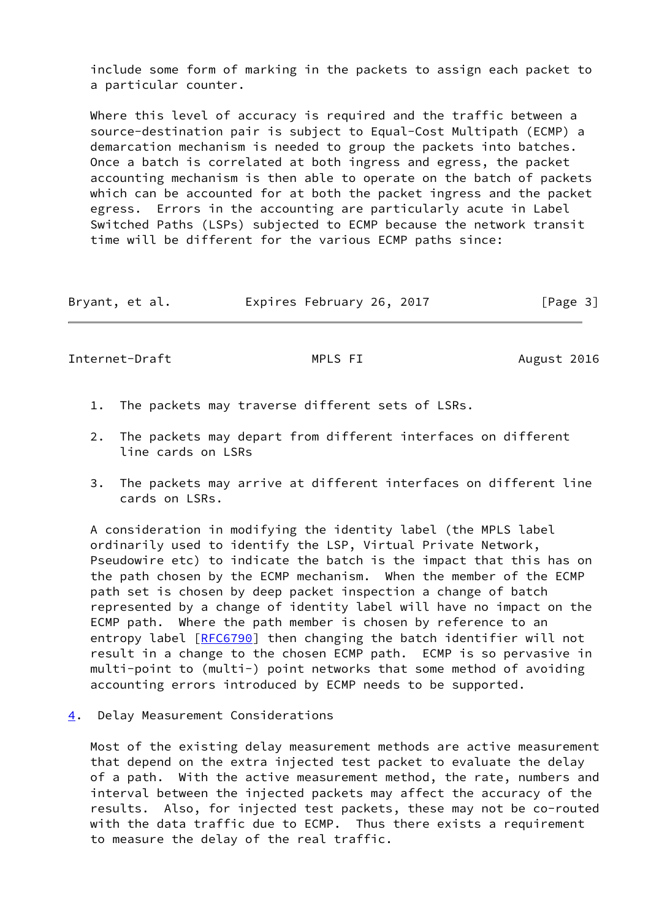include some form of marking in the packets to assign each packet to a particular counter.

Where this level of accuracy is required and the traffic between a source-destination pair is subject to Equal-Cost Multipath (ECMP) a demarcation mechanism is needed to group the packets into batches. Once a batch is correlated at both ingress and egress, the packet accounting mechanism is then able to operate on the batch of packets which can be accounted for at both the packet ingress and the packet egress. Errors in the accounting are particularly acute in Label Switched Paths (LSPs) subjected to ECMP because the network transit time will be different for the various ECMP paths since:

1. The packets may traverse different sets of LSRs.

2. The packets may depart from different interfaces on different line cards on LSRs

3. The packets may arrive at different interfaces on different line cards on LSRs.

A consideration in modifying the identity label (the MPLS label ordinarily used to identify the LSP, Virtual Private Network, Pseudowire etc) to indicate the batch is the impact that this has on the path chosen by the ECMP mechanism. When the member of the ECMP path set is chosen by deep packet inspection a change of batch represented by a change of identity label will have no impact on the ECMP path. Where the path member is chosen by reference to an entropy label [RFC6790] then changing the batch identifier will not result in a change to the chosen ECMP path. ECMP is so pervasive in multi-point to (multi-) point networks that some method of avoiding accounting errors introduced by ECMP needs to be supported.

## 4. Delay Measurement Considerations

Most of the existing delay measurement methods are active measurement that depend on the extra injected test packet to evaluate the delay of a path. With the active measurement method, the rate, numbers and interval between the injected packets may affect the accuracy of the results. Also, for injected test packets, these may not be co-routed with the data traffic due to ECMP. Thus there exists a requirement to measure the delay of the real traffic.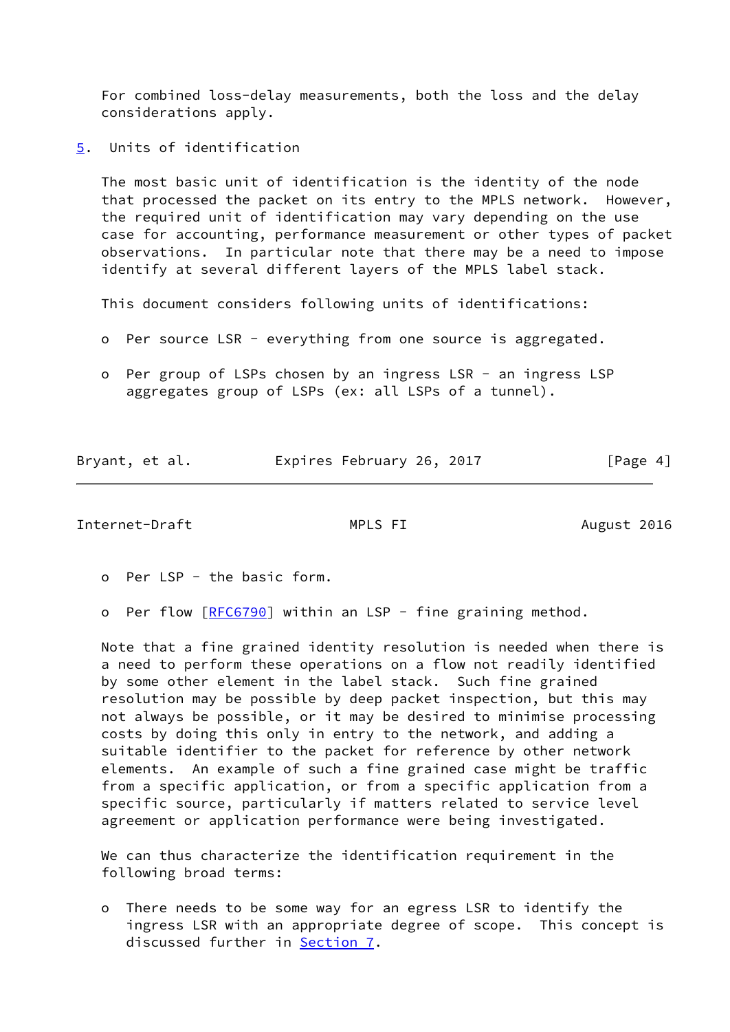For combined loss-delay measurements, both the loss and the delay considerations apply.

## 5. Units of identification

The most basic unit of identification is the identity of the node that processed the packet on its entry to the MPLS network. However, the required unit of identification may vary depending on the use case for accounting, performance measurement or other types of packet observations. In particular note that there may be a need to impose identify at several different layers of the MPLS label stack.

This document considers following units of identifications:

- Per source LSR - everything from one source is aggregated.

- Per group of LSPs chosen by an ingress LSR - an ingress LSP aggregates group of LSPs (ex: all LSPs of a tunnel).

- Per LSP - the basic form.

- Per flow [RFC6790] within an LSP - fine graining method.

Note that a fine grained identity resolution is needed when there is a need to perform these operations on a flow not readily identified by some other element in the label stack. Such fine grained resolution may be possible by deep packet inspection, but this may not always be possible, or it may be desired to minimise processing costs by doing this only in entry to the network, and adding a suitable identifier to the packet for reference by other network elements. An example of such a fine grained case might be traffic from a specific application, or from a specific application from a specific source, particularly if matters related to service level agreement or application performance were being investigated.

We can thus characterize the identification requirement in the following broad terms:

- There needs to be some way for an egress LSR to identify the ingress LSR with an appropriate degree of scope. This concept is discussed further in Section 7.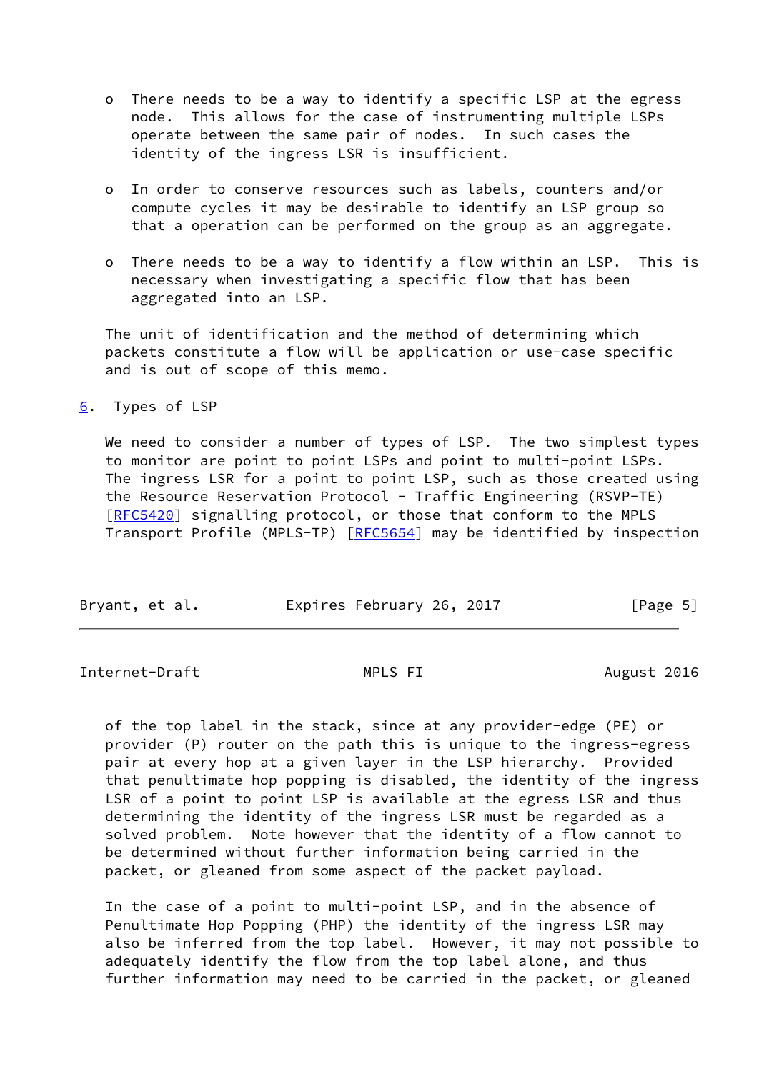- There needs to be a way to identify a specific LSP at the egress node. This allows for the case of instrumenting multiple LSPs operate between the same pair of nodes. In such cases the identity of the ingress LSR is insufficient.

- In order to conserve resources such as labels, counters and/or compute cycles it may be desirable to identify an LSP group so that a operation can be performed on the group as an aggregate.

- There needs to be a way to identify a flow within an LSP. This is necessary when investigating a specific flow that has been aggregated into an LSP.

The unit of identification and the method of determining which packets constitute a flow will be application or use-case specific and is out of scope of this memo.

## 6. Types of LSP

We need to consider a number of types of LSP. The two simplest types to monitor are point to point LSPs and point to multi-point LSPs. The ingress LSR for a point to point LSP, such as those created using the Resource Reservation Protocol - Traffic Engineering (RSVP-TE) [RFC5420] signalling protocol, or those that conform to the MPLS Transport Profile (MPLS-TP) [RFC5654] may be identified by inspection of the top label in the stack, since at any provider-edge (PE) or provider (P) router on the path this is unique to the ingress-egress pair at every hop at a given layer in the LSP hierarchy. Provided that penultimate hop popping is disabled, the identity of the ingress LSR of a point to point LSP is available at the egress LSR and thus determining the identity of the ingress LSR must be regarded as a solved problem. Note however that the identity of a flow cannot to be determined without further information being carried in the packet, or gleaned from some aspect of the packet payload.

In the case of a point to multi-point LSP, and in the absence of Penultimate Hop Popping (PHP) the identity of the ingress LSR may also be inferred from the top label. However, it may not possible to adequately identify the flow from the top label alone, and thus further information may need to be carried in the packet, or gleaned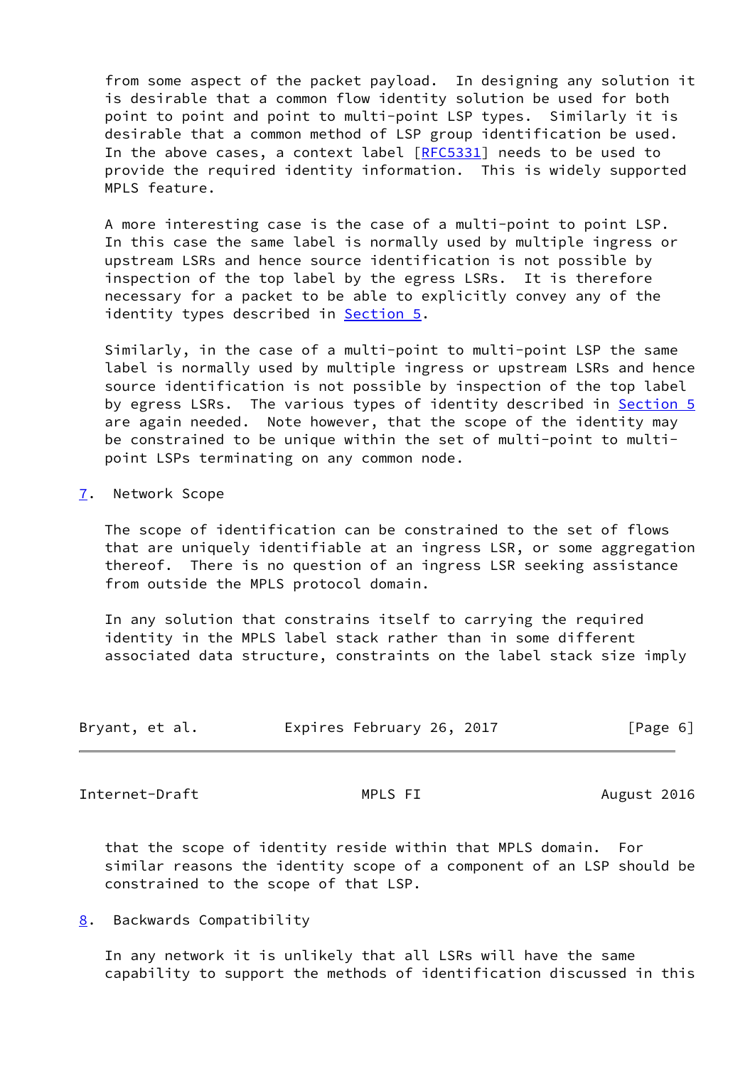from some aspect of the packet payload. In designing any solution it is desirable that a common flow identity solution be used for both point to point and point to multi-point LSP types. Similarly it is desirable that a common method of LSP group identification be used. In the above cases, a context label [RFC5331] needs to be used to provide the required identity information. This is widely supported MPLS feature.

A more interesting case is the case of a multi-point to point LSP. In this case the same label is normally used by multiple ingress or upstream LSRs and hence source identification is not possible by inspection of the top label by the egress LSRs. It is therefore necessary for a packet to be able to explicitly convey any of the identity types described in Section 5.

Similarly, in the case of a multi-point to multi-point LSP the same label is normally used by multiple ingress or upstream LSRs and hence source identification is not possible by inspection of the top label by egress LSRs. The various types of identity described in Section 5 are again needed. Note however, that the scope of the identity may be constrained to be unique within the set of multi-point to multi-point LSPs terminating on any common node.

## 7. Network Scope

The scope of identification can be constrained to the set of flows that are uniquely identifiable at an ingress LSR, or some aggregation thereof. There is no question of an ingress LSR seeking assistance from outside the MPLS protocol domain.

In any solution that constrains itself to carrying the required identity in the MPLS label stack rather than in some different associated data structure, constraints on the label stack size imply that the scope of identity reside within that MPLS domain. For similar reasons the identity scope of a component of an LSP should be constrained to the scope of that LSP.

## 8. Backwards Compatibility

In any network it is unlikely that all LSRs will have the same capability to support the methods of identification discussed in this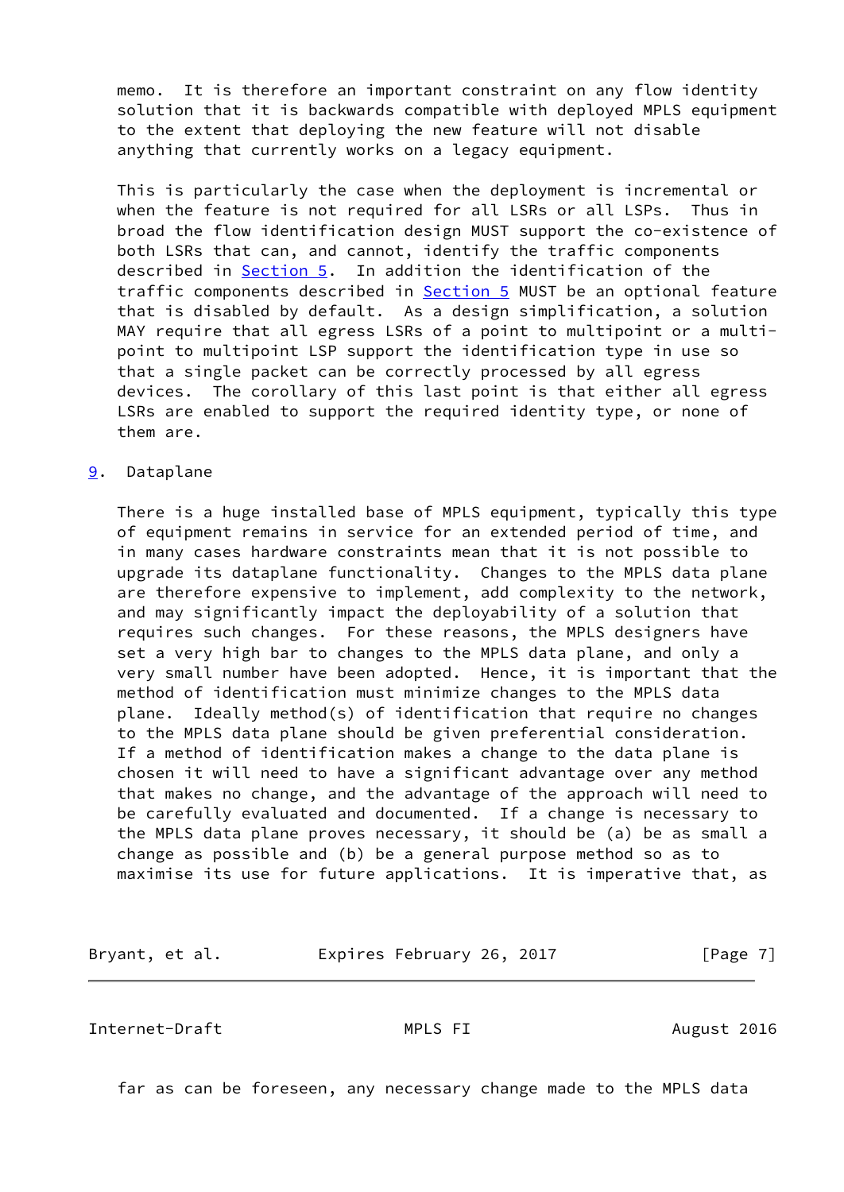memo. It is therefore an important constraint on any flow identity solution that it is backwards compatible with deployed MPLS equipment to the extent that deploying the new feature will not disable anything that currently works on a legacy equipment.

This is particularly the case when the deployment is incremental or when the feature is not required for all LSRs or all LSPs. Thus in broad the flow identification design MUST support the co-existence of both LSRs that can, and cannot, identify the traffic components described in Section 5. In addition the identification of the traffic components described in Section 5 MUST be an optional feature that is disabled by default. As a design simplification, a solution MAY require that all egress LSRs of a point to multipoint or a multi-point to multipoint LSP support the identification type in use so that a single packet can be correctly processed by all egress devices. The corollary of this last point is that either all egress LSRs are enabled to support the required identity type, or none of them are.

## 9. Dataplane

There is a huge installed base of MPLS equipment, typically this type of equipment remains in service for an extended period of time, and in many cases hardware constraints mean that it is not possible to upgrade its dataplane functionality. Changes to the MPLS data plane are therefore expensive to implement, add complexity to the network, and may significantly impact the deployability of a solution that requires such changes. For these reasons, the MPLS designers have set a very high bar to changes to the MPLS data plane, and only a very small number have been adopted. Hence, it is important that the method of identification must minimize changes to the MPLS data plane. Ideally method(s) of identification that require no changes to the MPLS data plane should be given preferential consideration. If a method of identification makes a change to the data plane is chosen it will need to have a significant advantage over any method that makes no change, and the advantage of the approach will need to be carefully evaluated and documented. If a change is necessary to the MPLS data plane proves necessary, it should be (a) be as small a change as possible and (b) be a general purpose method so as to maximise its use for future applications. It is imperative that, as far as can be foreseen, any necessary change made to the MPLS data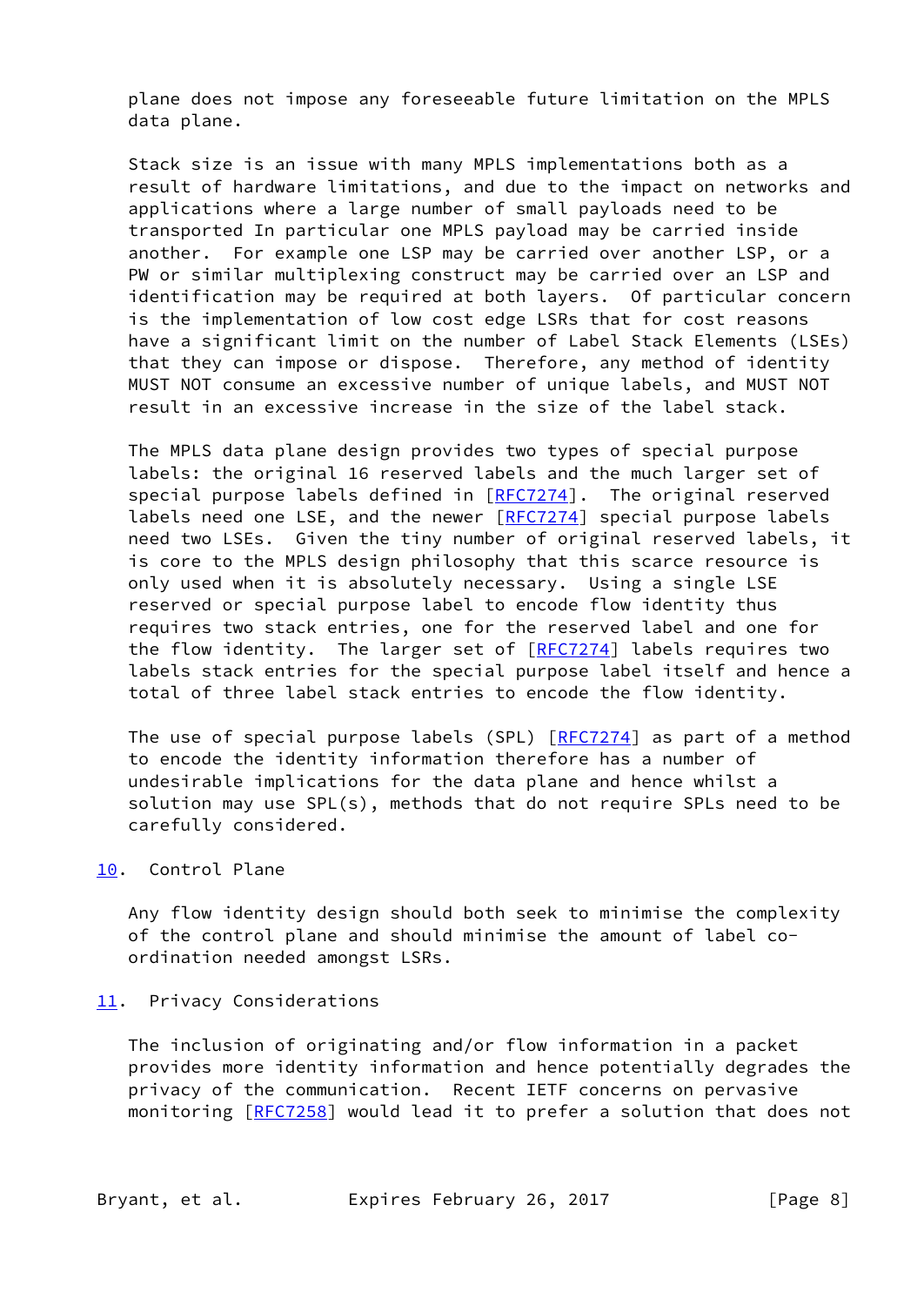plane does not impose any foreseeable future limitation on the MPLS data plane.

Stack size is an issue with many MPLS implementations both as a result of hardware limitations, and due to the impact on networks and applications where a large number of small payloads need to be transported In particular one MPLS payload may be carried inside another. For example one LSP may be carried over another LSP, or a PW or similar multiplexing construct may be carried over an LSP and identification may be required at both layers. Of particular concern is the implementation of low cost edge LSRs that for cost reasons have a significant limit on the number of Label Stack Elements (LSEs) that they can impose or dispose. Therefore, any method of identity MUST NOT consume an excessive number of unique labels, and MUST NOT result in an excessive increase in the size of the label stack.

The MPLS data plane design provides two types of special purpose labels: the original 16 reserved labels and the much larger set of special purpose labels defined in [RFC7274]. The original reserved labels need one LSE, and the newer [RFC7274] special purpose labels need two LSEs. Given the tiny number of original reserved labels, it is core to the MPLS design philosophy that this scarce resource is only used when it is absolutely necessary. Using a single LSE reserved or special purpose label to encode flow identity thus requires two stack entries, one for the reserved label and one for the flow identity. The larger set of [RFC7274] labels requires two labels stack entries for the special purpose label itself and hence a total of three label stack entries to encode the flow identity.

The use of special purpose labels (SPL) [RFC7274] as part of a method to encode the identity information therefore has a number of undesirable implications for the data plane and hence whilst a solution may use SPL(s), methods that do not require SPLs need to be carefully considered.

## 10. Control Plane

Any flow identity design should both seek to minimise the complexity of the control plane and should minimise the amount of label co-ordination needed amongst LSRs.

## 11. Privacy Considerations

The inclusion of originating and/or flow information in a packet provides more identity information and hence potentially degrades the privacy of the communication. Recent IETF concerns on pervasive monitoring [RFC7258] would lead it to prefer a solution that does not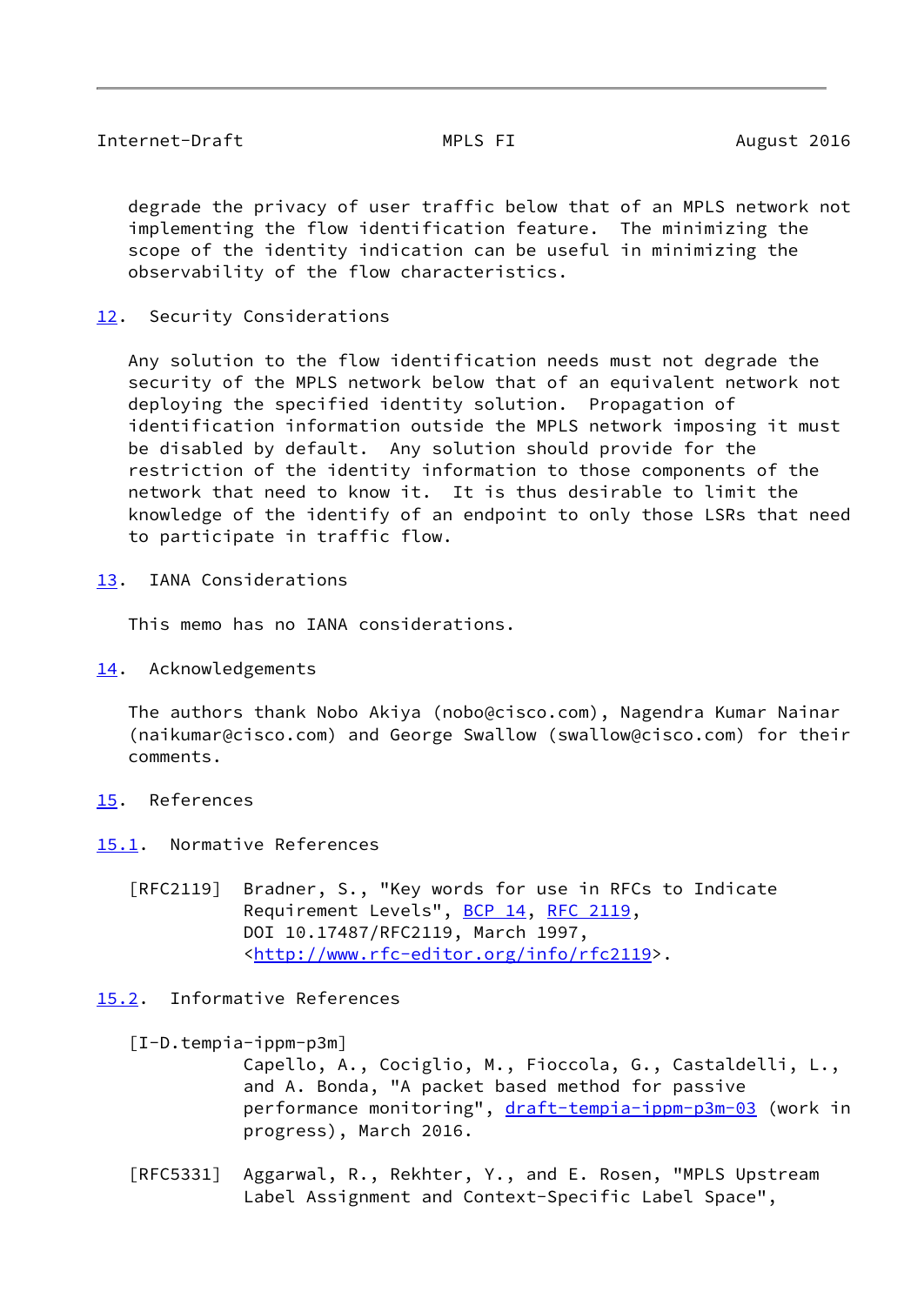degrade the privacy of user traffic below that of an MPLS network not implementing the flow identification feature. The minimizing the scope of the identity indication can be useful in minimizing the observability of the flow characteristics.

## 12. Security Considerations

Any solution to the flow identification needs must not degrade the security of the MPLS network below that of an equivalent network not deploying the specified identity solution. Propagation of identification information outside the MPLS network imposing it must be disabled by default. Any solution should provide for the restriction of the identity information to those components of the network that need to know it. It is thus desirable to limit the knowledge of the identify of an endpoint to only those LSRs that need to participate in traffic flow.

## 13. IANA Considerations

This memo has no IANA considerations.

## 14. Acknowledgements

The authors thank Nobo Akiya (nobo@cisco.com), Nagendra Kumar Nainar (naikumar@cisco.com) and George Swallow (swallow@cisco.com) for their comments.

## 15. References

### 15.1. Normative References

[RFC2119] Bradner, S., "Key words for use in RFCs to Indicate Requirement Levels", BCP 14, RFC 2119, DOI 10.17487/RFC2119, March 1997, <http://www.rfc-editor.org/info/rfc2119>.

### 15.2. Informative References

[I-D.tempia-ippm-p3m] Capello, A., Cociglio, M., Fioccola, G., Castaldelli, L., and A. Bonda, "A packet based method for passive performance monitoring", draft-tempia-ippm-p3m-03 (work in progress), March 2016.

[RFC5331] Aggarwal, R., Rekhter, Y., and E. Rosen, "MPLS Upstream Label Assignment and Context-Specific Label Space",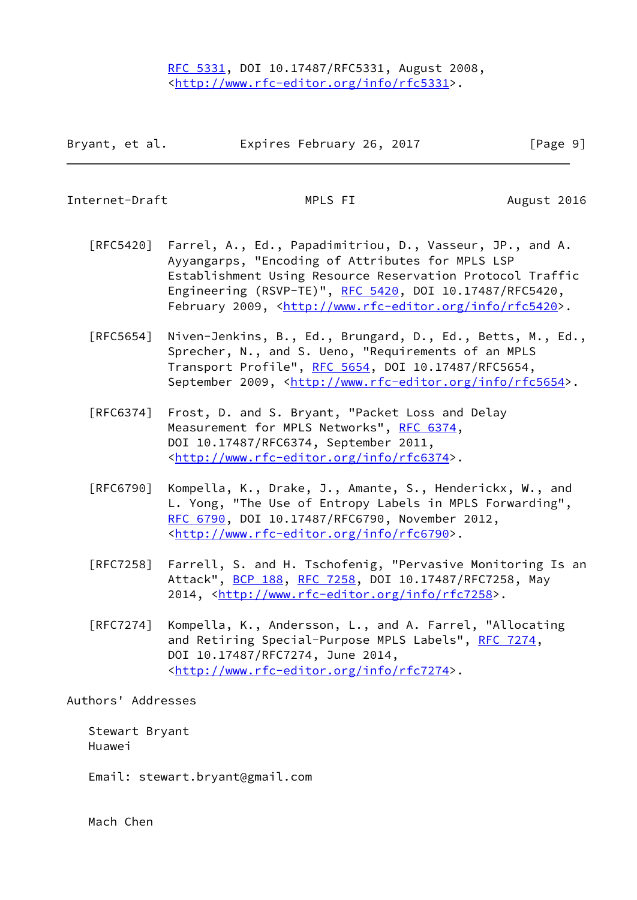RFC 5331, DOI 10.17487/RFC5331, August 2008, <http://www.rfc-editor.org/info/rfc5331>.

[RFC5420] Farrel, A., Ed., Papadimitriou, D., Vasseur, JP., and A. Ayyangarps, "Encoding of Attributes for MPLS LSP Establishment Using Resource Reservation Protocol Traffic Engineering (RSVP-TE)", RFC 5420, DOI 10.17487/RFC5420, February 2009, <http://www.rfc-editor.org/info/rfc5420>.

[RFC5654] Niven-Jenkins, B., Ed., Brungard, D., Ed., Betts, M., Ed., Sprecher, N., and S. Ueno, "Requirements of an MPLS Transport Profile", RFC 5654, DOI 10.17487/RFC5654, September 2009, <http://www.rfc-editor.org/info/rfc5654>.

[RFC6374] Frost, D. and S. Bryant, "Packet Loss and Delay Measurement for MPLS Networks", RFC 6374, DOI 10.17487/RFC6374, September 2011, <http://www.rfc-editor.org/info/rfc6374>.

[RFC6790] Kompella, K., Drake, J., Amante, S., Henderickx, W., and L. Yong, "The Use of Entropy Labels in MPLS Forwarding", RFC 6790, DOI 10.17487/RFC6790, November 2012, <http://www.rfc-editor.org/info/rfc6790>.

[RFC7258] Farrell, S. and H. Tschofenig, "Pervasive Monitoring Is an Attack", BCP 188, RFC 7258, DOI 10.17487/RFC7258, May 2014, <http://www.rfc-editor.org/info/rfc7258>.

[RFC7274] Kompella, K., Andersson, L., and A. Farrel, "Allocating and Retiring Special-Purpose MPLS Labels", RFC 7274, DOI 10.17487/RFC7274, June 2014, <http://www.rfc-editor.org/info/rfc7274>.

## Authors' Addresses

Stewart Bryant
Huawei

Email: stewart.bryant@gmail.com

Mach Chen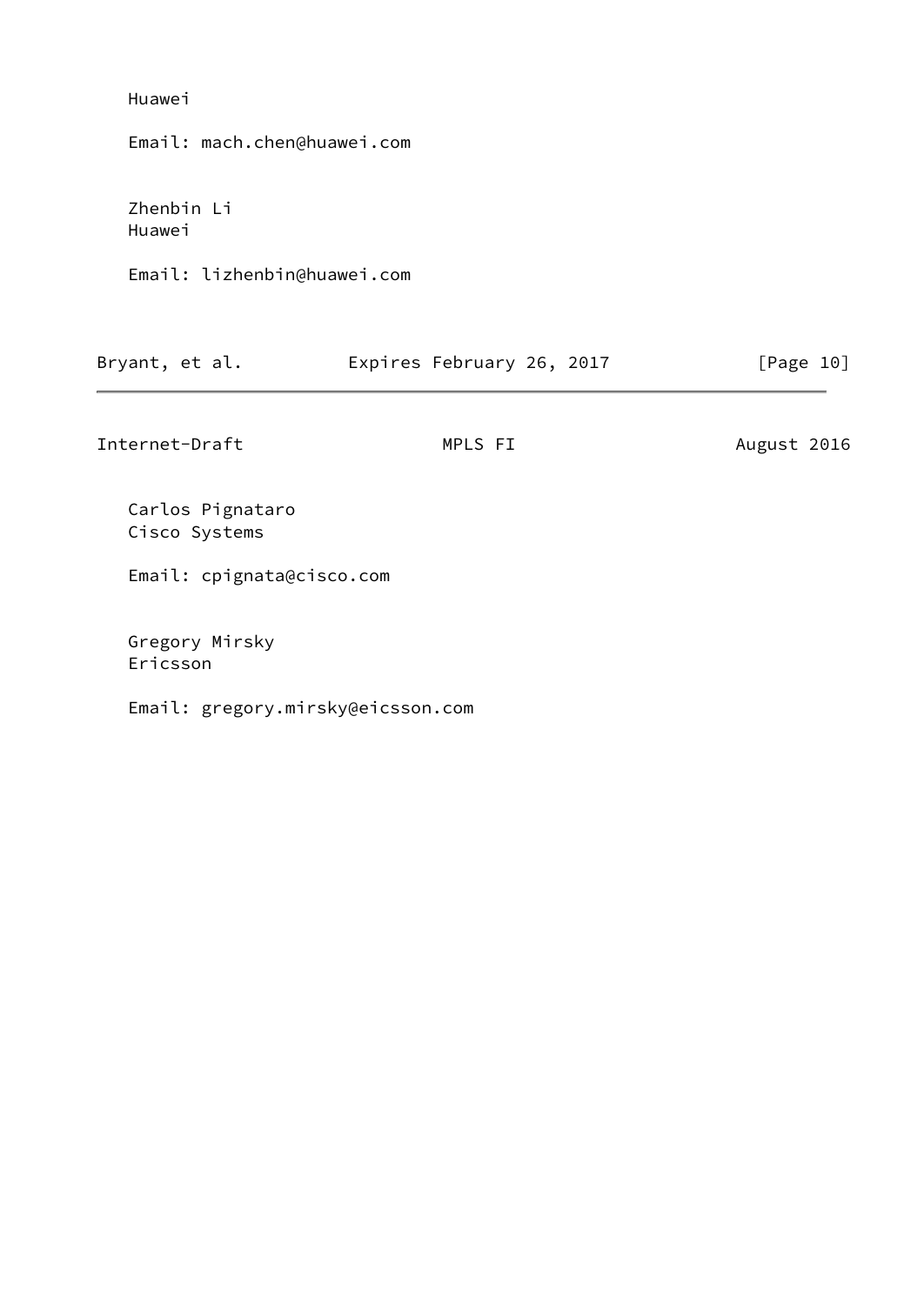Huawei

Email: mach.chen@huawei.com

Zhenbin Li
Huawei

Email: lizhenbin@huawei.com

Carlos Pignataro
Cisco Systems

Email: cpignata@cisco.com

Gregory Mirsky
Ericsson

Email: gregory.mirsky@eicsson.com